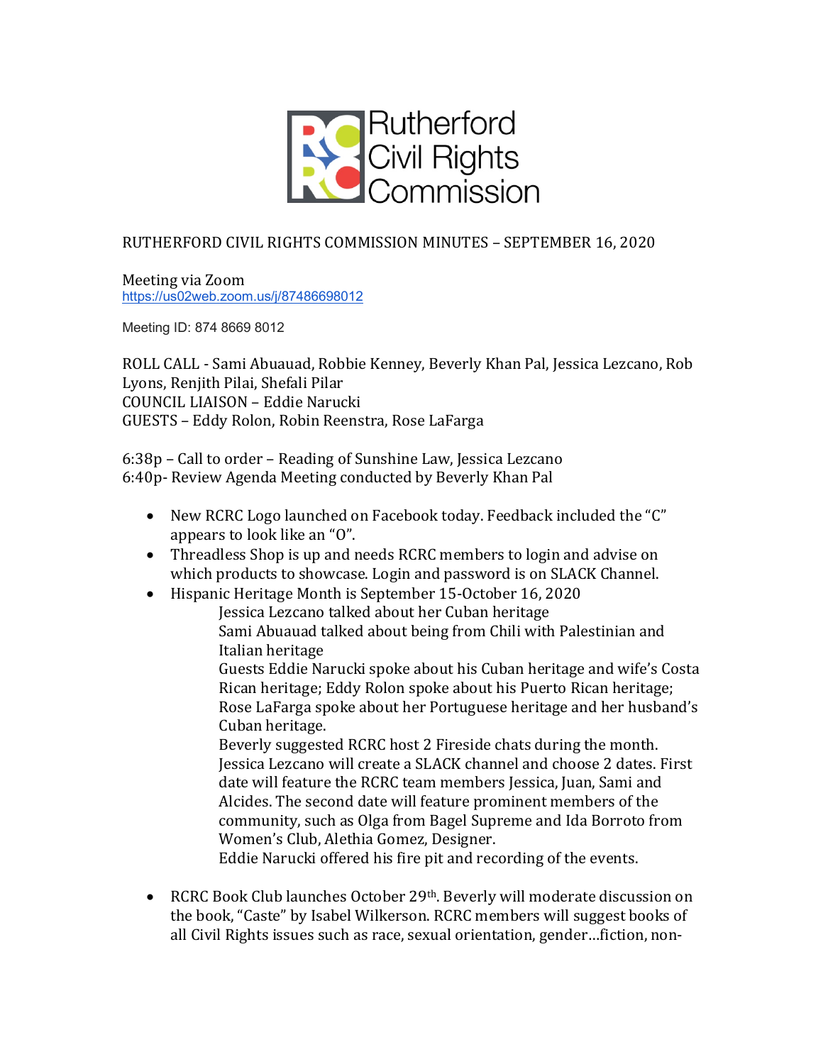Rutherford Civil Rights Commission

RUTHERFORD CIVIL RIGHTS COMMISSION MINUTES – SEPTEMBER 16, 2020

Meeting via Zoom
https://us02web.zoom.us/j/87486698012

Meeting ID: 874 8669 8012

ROLL CALL - Sami Abuauad, Robbie Kenney, Beverly Khan Pal, Jessica Lezcano, Rob Lyons, Renjith Pilai, Shefali Pilar
COUNCIL LIAISON – Eddie Narucki
GUESTS – Eddy Rolon, Robin Reenstra, Rose LaFarga

6:38p – Call to order – Reading of Sunshine Law, Jessica Lezcano
6:40p- Review Agenda Meeting conducted by Beverly Khan Pal

- New RCRC Logo launched on Facebook today. Feedback included the "C" appears to look like an "O".
- Threadless Shop is up and needs RCRC members to login and advise on which products to showcase. Login and password is on SLACK Channel.
- Hispanic Heritage Month is September 15-October 16, 2020
  Jessica Lezcano talked about her Cuban heritage
  Sami Abuauad talked about being from Chili with Palestinian and Italian heritage
  Guests Eddie Narucki spoke about his Cuban heritage and wife's Costa Rican heritage; Eddy Rolon spoke about his Puerto Rican heritage; Rose LaFarga spoke about her Portuguese heritage and her husband's Cuban heritage.
  Beverly suggested RCRC host 2 Fireside chats during the month. Jessica Lezcano will create a SLACK channel and choose 2 dates. First date will feature the RCRC team members Jessica, Juan, Sami and Alcides. The second date will feature prominent members of the community, such as Olga from Bagel Supreme and Ida Borroto from Women's Club, Alethia Gomez, Designer.
  Eddie Narucki offered his fire pit and recording of the events.

- RCRC Book Club launches October 29th. Beverly will moderate discussion on the book, "Caste" by Isabel Wilkerson. RCRC members will suggest books of all Civil Rights issues such as race, sexual orientation, gender…fiction, non-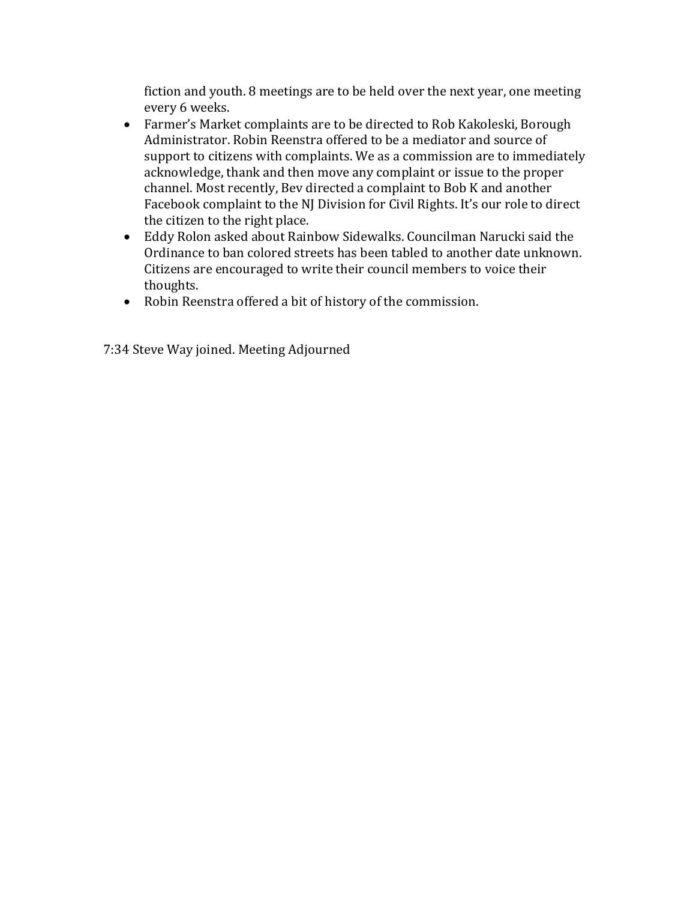fiction and youth. 8 meetings are to be held over the next year, one meeting every 6 weeks.

- Farmer's Market complaints are to be directed to Rob Kakoleski, Borough Administrator. Robin Reenstra offered to be a mediator and source of support to citizens with complaints. We as a commission are to immediately acknowledge, thank and then move any complaint or issue to the proper channel. Most recently, Bev directed a complaint to Bob K and another Facebook complaint to the NJ Division for Civil Rights. It's our role to direct the citizen to the right place.
- Eddy Rolon asked about Rainbow Sidewalks. Councilman Narucki said the Ordinance to ban colored streets has been tabled to another date unknown. Citizens are encouraged to write their council members to voice their thoughts.
- Robin Reenstra offered a bit of history of the commission.

7:34 Steve Way joined. Meeting Adjourned